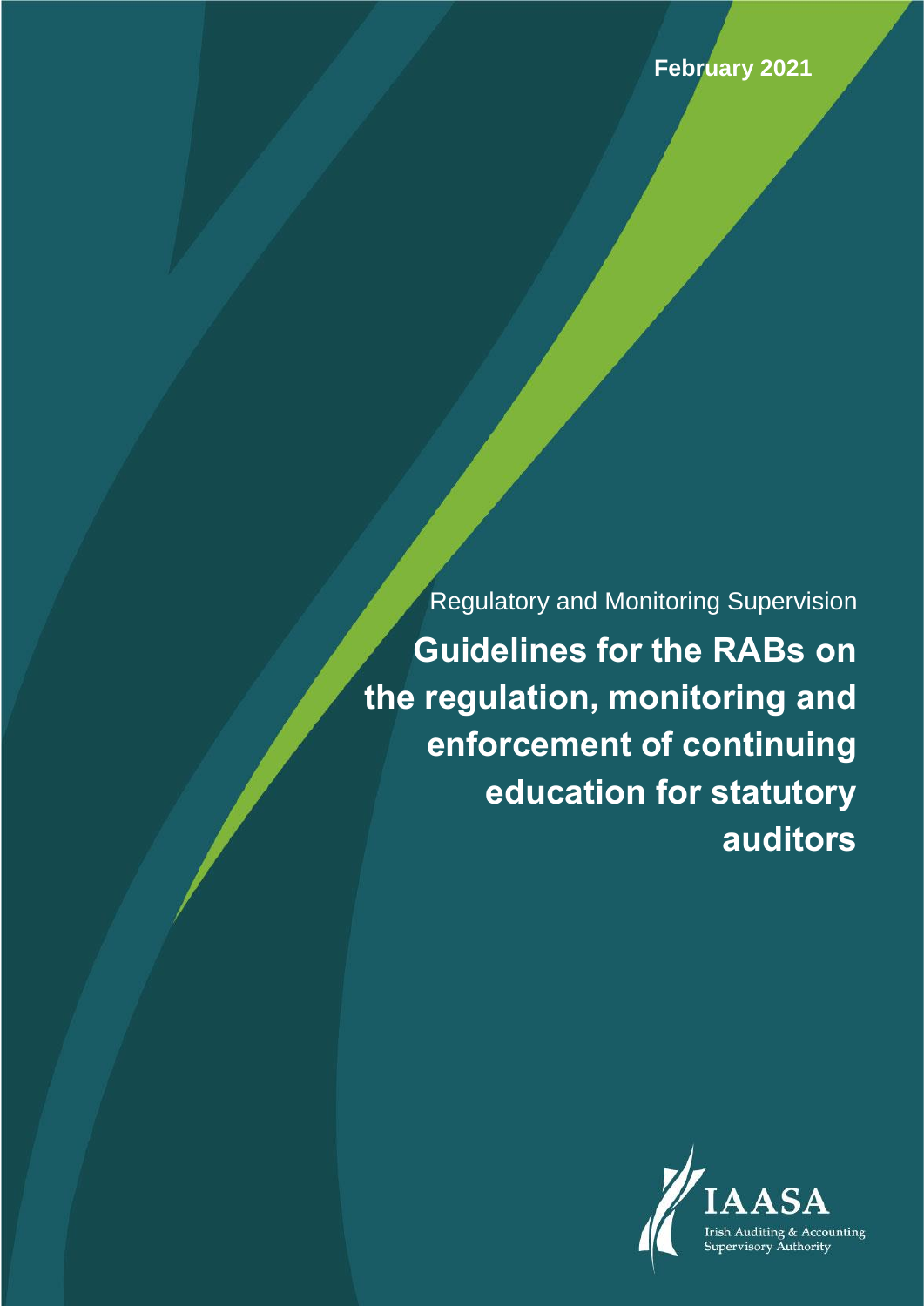February 2021

Regulatory and Monitoring Supervision

# Guidelines for the RABs on the regulation, monitoring and enforcement of continuing education for statutory auditors

IAASA

Irish Auditing & Accounting Supervisory Authority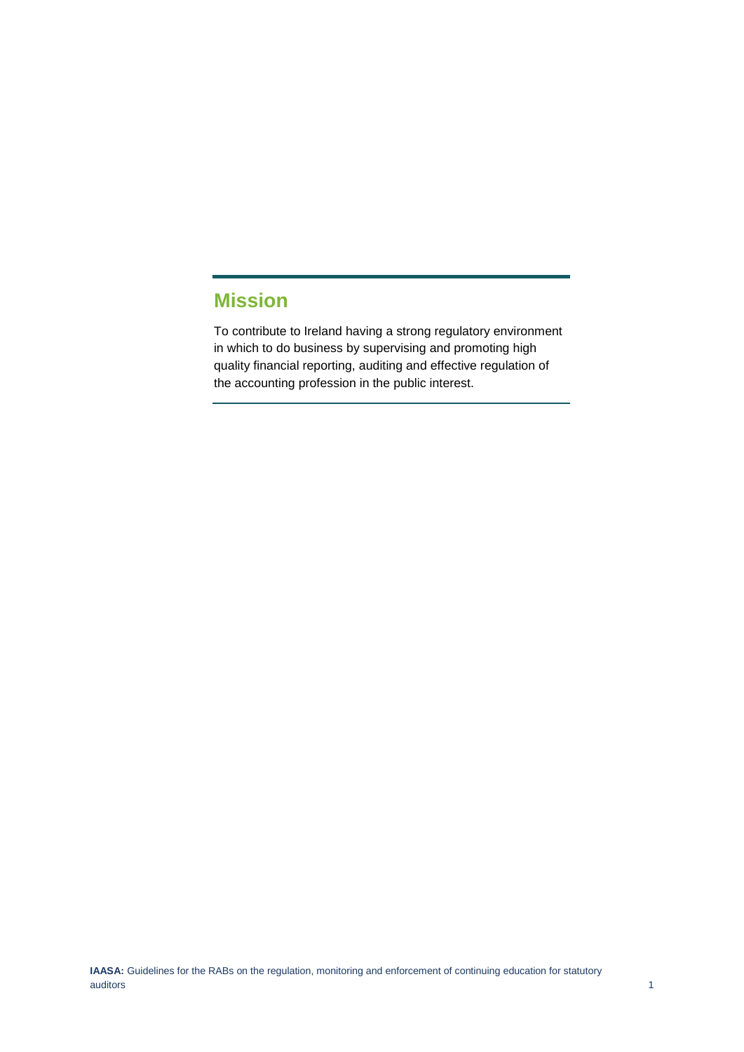## Mission

To contribute to Ireland having a strong regulatory environment in which to do business by supervising and promoting high quality financial reporting, auditing and effective regulation of the accounting profession in the public interest.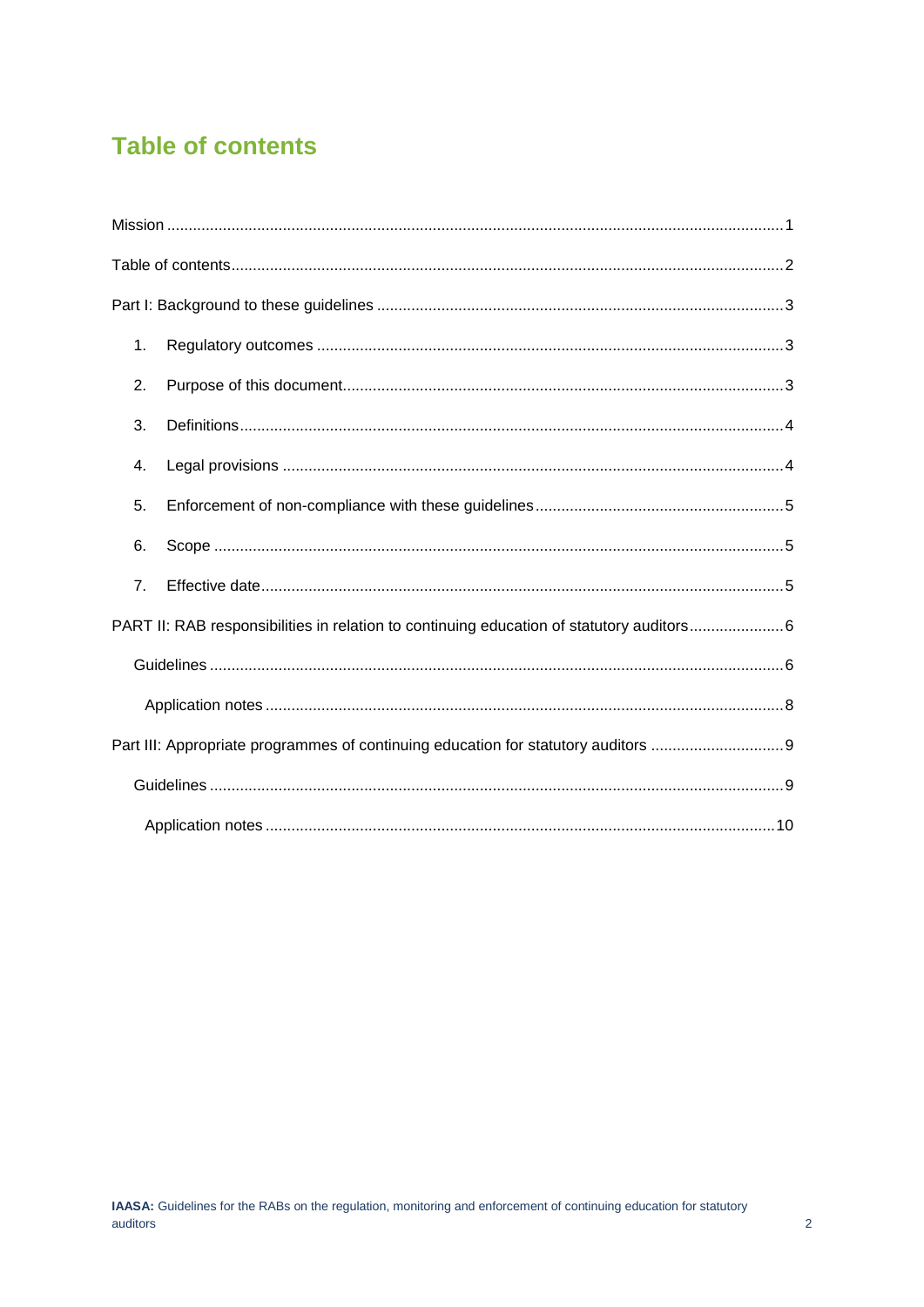# Table of contents

Mission ........................................................................................................................................1

Table of contents.............................................................................................................................2

Part I: Background to these guidelines ...............................................................................................3

1. Regulatory outcomes ..............................................................................................................3
2. Purpose of this document........................................................................................................3
3. Definitions...............................................................................................................................4
4. Legal provisions .....................................................................................................................4
5. Enforcement of non-compliance with these guidelines .............................................................5
6. Scope .....................................................................................................................................5
7. Effective date..........................................................................................................................5

PART II: RAB responsibilities in relation to continuing education of statutory auditors ........................6

Guidelines .....................................................................................................................................6

Application notes .........................................................................................................................8

Part III: Appropriate programmes of continuing education for statutory auditors ................................9

Guidelines .....................................................................................................................................9

Application notes .......................................................................................................................10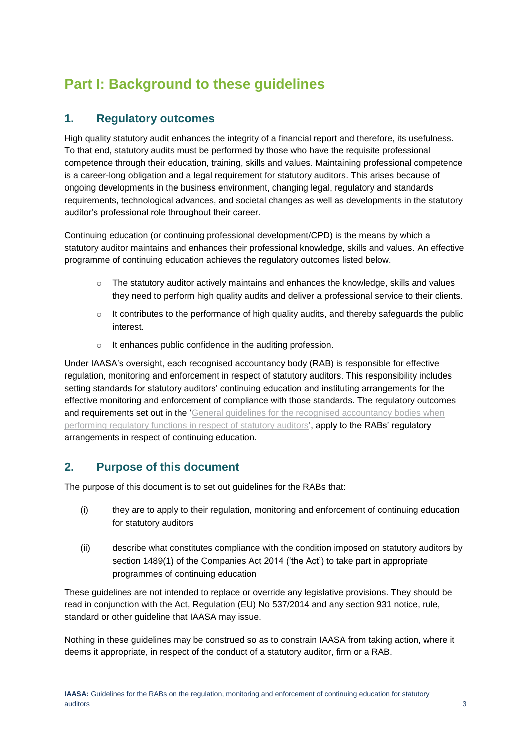# Part I: Background to these guidelines

## 1. Regulatory outcomes

High quality statutory audit enhances the integrity of a financial report and therefore, its usefulness. To that end, statutory audits must be performed by those who have the requisite professional competence through their education, training, skills and values. Maintaining professional competence is a career-long obligation and a legal requirement for statutory auditors. This arises because of ongoing developments in the business environment, changing legal, regulatory and standards requirements, technological advances, and societal changes as well as developments in the statutory auditor's professional role throughout their career.

Continuing education (or continuing professional development/CPD) is the means by which a statutory auditor maintains and enhances their professional knowledge, skills and values. An effective programme of continuing education achieves the regulatory outcomes listed below.

- The statutory auditor actively maintains and enhances the knowledge, skills and values they need to perform high quality audits and deliver a professional service to their clients.
- It contributes to the performance of high quality audits, and thereby safeguards the public interest.
- It enhances public confidence in the auditing profession.

Under IAASA's oversight, each recognised accountancy body (RAB) is responsible for effective regulation, monitoring and enforcement in respect of statutory auditors. This responsibility includes setting standards for statutory auditors' continuing education and instituting arrangements for the effective monitoring and enforcement of compliance with those standards. The regulatory outcomes and requirements set out in the 'General guidelines for the recognised accountancy bodies when performing regulatory functions in respect of statutory auditors', apply to the RABs' regulatory arrangements in respect of continuing education.

## 2. Purpose of this document

The purpose of this document is to set out guidelines for the RABs that:

(i) they are to apply to their regulation, monitoring and enforcement of continuing education for statutory auditors

(ii) describe what constitutes compliance with the condition imposed on statutory auditors by section 1489(1) of the Companies Act 2014 ('the Act') to take part in appropriate programmes of continuing education

These guidelines are not intended to replace or override any legislative provisions. They should be read in conjunction with the Act, Regulation (EU) No 537/2014 and any section 931 notice, rule, standard or other guideline that IAASA may issue.

Nothing in these guidelines may be construed so as to constrain IAASA from taking action, where it deems it appropriate, in respect of the conduct of a statutory auditor, firm or a RAB.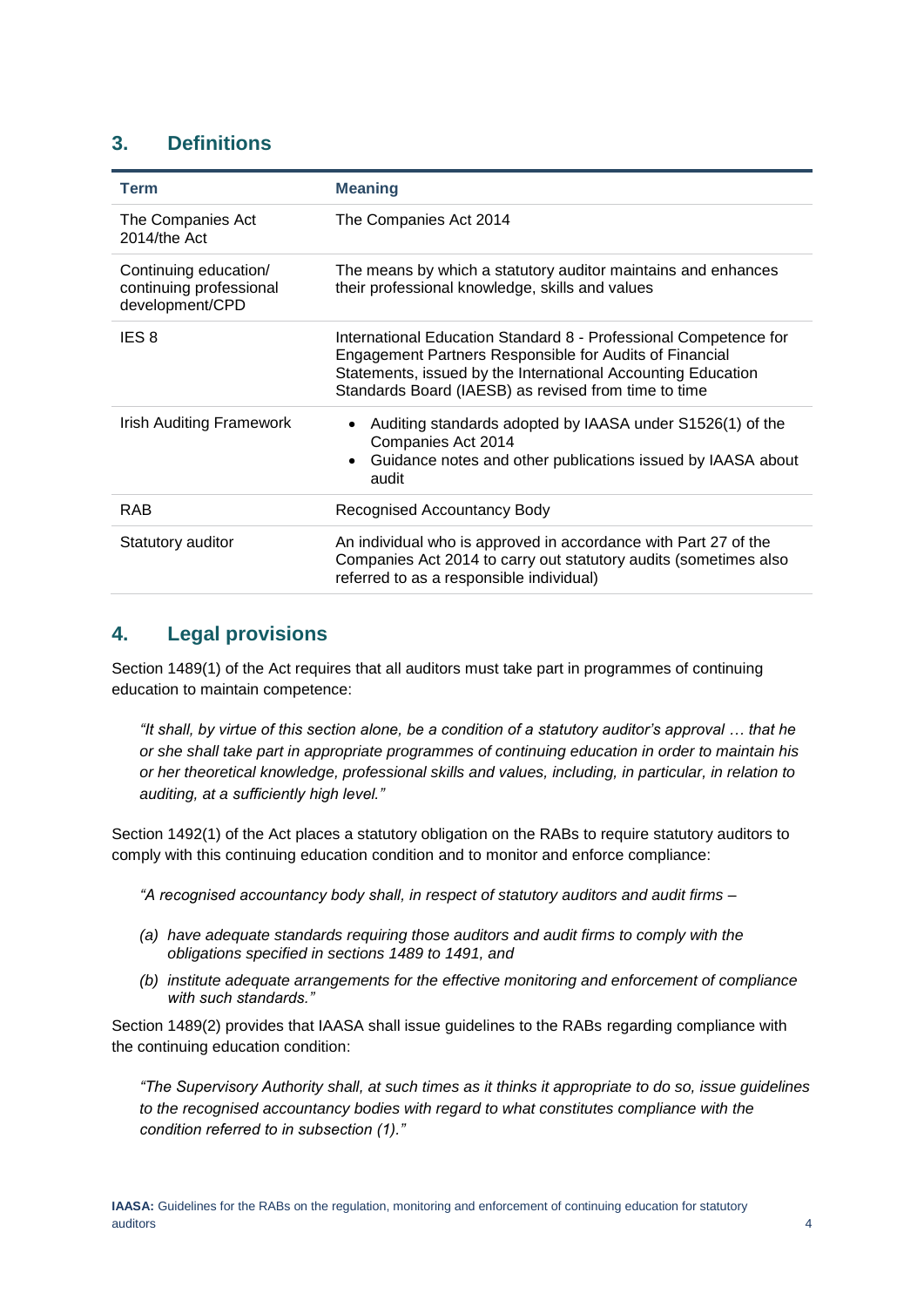## 3. Definitions

| Term | Meaning |
| --- | --- |
| The Companies Act 2014/the Act | The Companies Act 2014 |
| Continuing education/ continuing professional development/CPD | The means by which a statutory auditor maintains and enhances their professional knowledge, skills and values |
| IES 8 | International Education Standard 8 - Professional Competence for Engagement Partners Responsible for Audits of Financial Statements, issued by the International Accounting Education Standards Board (IAESB) as revised from time to time |
| Irish Auditing Framework | • Auditing standards adopted by IAASA under S1526(1) of the Companies Act 2014<br>• Guidance notes and other publications issued by IAASA about audit |
| RAB | Recognised Accountancy Body |
| Statutory auditor | An individual who is approved in accordance with Part 27 of the Companies Act 2014 to carry out statutory audits (sometimes also referred to as a responsible individual) |

## 4. Legal provisions

Section 1489(1) of the Act requires that all auditors must take part in programmes of continuing education to maintain competence:

> *"It shall, by virtue of this section alone, be a condition of a statutory auditor's approval … that he or she shall take part in appropriate programmes of continuing education in order to maintain his or her theoretical knowledge, professional skills and values, including, in particular, in relation to auditing, at a sufficiently high level."*

Section 1492(1) of the Act places a statutory obligation on the RABs to require statutory auditors to comply with this continuing education condition and to monitor and enforce compliance:

> *"A recognised accountancy body shall, in respect of statutory auditors and audit firms –*
>
> *(a) have adequate standards requiring those auditors and audit firms to comply with the obligations specified in sections 1489 to 1491, and*
>
> *(b) institute adequate arrangements for the effective monitoring and enforcement of compliance with such standards."*

Section 1489(2) provides that IAASA shall issue guidelines to the RABs regarding compliance with the continuing education condition:

> *"The Supervisory Authority shall, at such times as it thinks it appropriate to do so, issue guidelines to the recognised accountancy bodies with regard to what constitutes compliance with the condition referred to in subsection (1)."*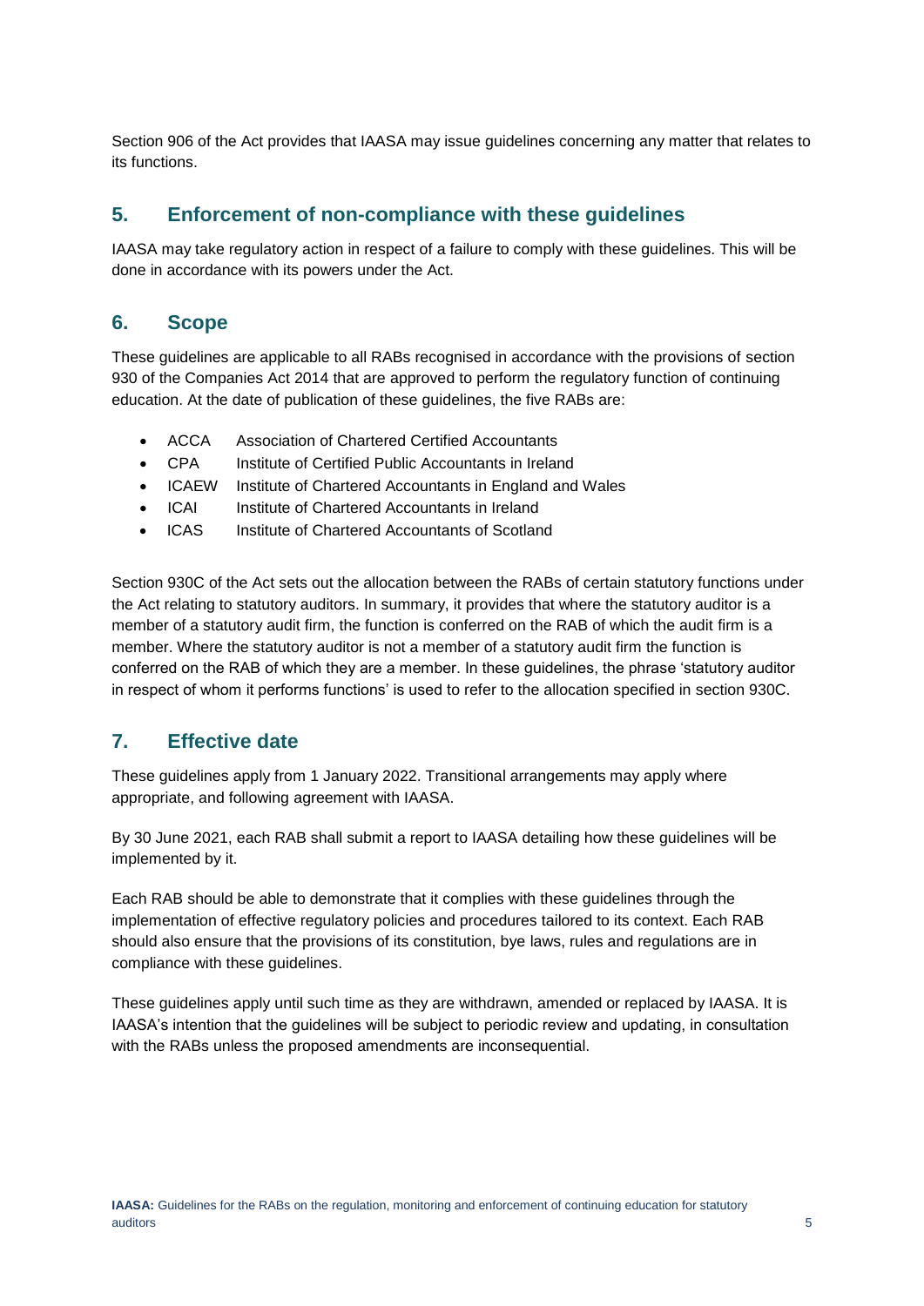Section 906 of the Act provides that IAASA may issue guidelines concerning any matter that relates to its functions.

## 5. Enforcement of non-compliance with these guidelines

IAASA may take regulatory action in respect of a failure to comply with these guidelines. This will be done in accordance with its powers under the Act.

## 6. Scope

These guidelines are applicable to all RABs recognised in accordance with the provisions of section 930 of the Companies Act 2014 that are approved to perform the regulatory function of continuing education. At the date of publication of these guidelines, the five RABs are:

- ACCA Association of Chartered Certified Accountants
- CPA Institute of Certified Public Accountants in Ireland
- ICAEW Institute of Chartered Accountants in England and Wales
- ICAI Institute of Chartered Accountants in Ireland
- ICAS Institute of Chartered Accountants of Scotland

Section 930C of the Act sets out the allocation between the RABs of certain statutory functions under the Act relating to statutory auditors. In summary, it provides that where the statutory auditor is a member of a statutory audit firm, the function is conferred on the RAB of which the audit firm is a member. Where the statutory auditor is not a member of a statutory audit firm the function is conferred on the RAB of which they are a member. In these guidelines, the phrase 'statutory auditor in respect of whom it performs functions' is used to refer to the allocation specified in section 930C.

## 7. Effective date

These guidelines apply from 1 January 2022. Transitional arrangements may apply where appropriate, and following agreement with IAASA.

By 30 June 2021, each RAB shall submit a report to IAASA detailing how these guidelines will be implemented by it.

Each RAB should be able to demonstrate that it complies with these guidelines through the implementation of effective regulatory policies and procedures tailored to its context. Each RAB should also ensure that the provisions of its constitution, bye laws, rules and regulations are in compliance with these guidelines.

These guidelines apply until such time as they are withdrawn, amended or replaced by IAASA. It is IAASA's intention that the guidelines will be subject to periodic review and updating, in consultation with the RABs unless the proposed amendments are inconsequential.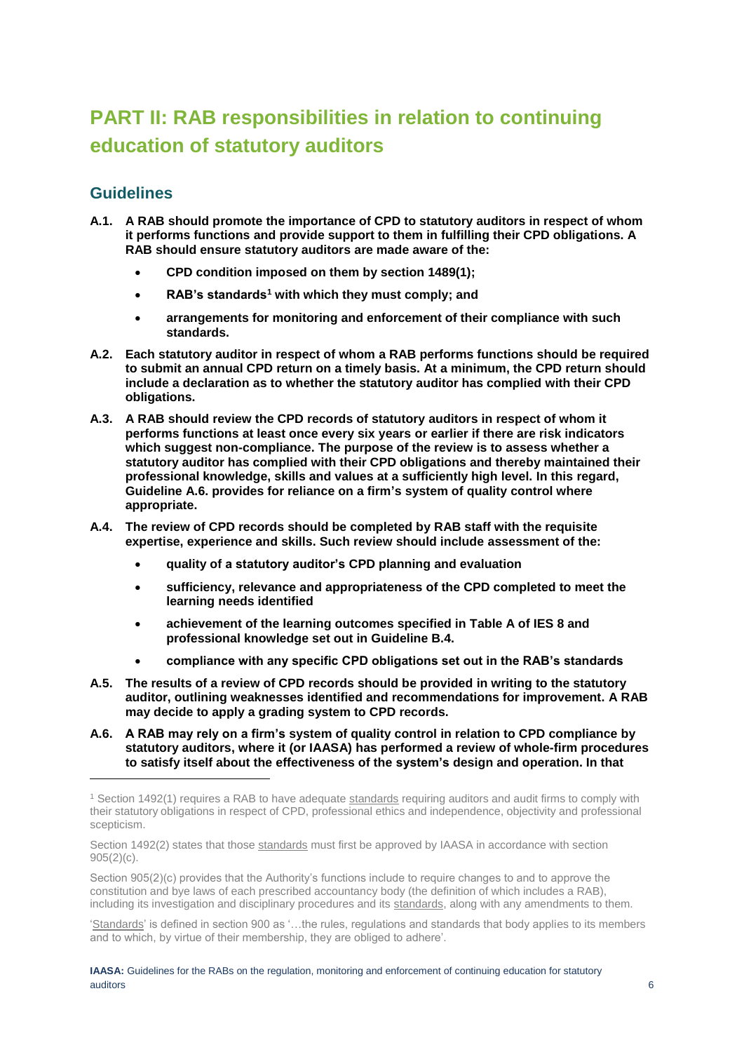# PART II: RAB responsibilities in relation to continuing education of statutory auditors

## Guidelines

**A.1. A RAB should promote the importance of CPD to statutory auditors in respect of whom it performs functions and provide support to them in fulfilling their CPD obligations. A RAB should ensure statutory auditors are made aware of the:**

- **CPD condition imposed on them by section 1489(1);**
- **RAB's standards[1] with which they must comply; and**
- **arrangements for monitoring and enforcement of their compliance with such standards.**

**A.2. Each statutory auditor in respect of whom a RAB performs functions should be required to submit an annual CPD return on a timely basis. At a minimum, the CPD return should include a declaration as to whether the statutory auditor has complied with their CPD obligations.**

**A.3. A RAB should review the CPD records of statutory auditors in respect of whom it performs functions at least once every six years or earlier if there are risk indicators which suggest non-compliance. The purpose of the review is to assess whether a statutory auditor has complied with their CPD obligations and thereby maintained their professional knowledge, skills and values at a sufficiently high level. In this regard, Guideline A.6. provides for reliance on a firm's system of quality control where appropriate.**

**A.4. The review of CPD records should be completed by RAB staff with the requisite expertise, experience and skills. Such review should include assessment of the:**

- **quality of a statutory auditor's CPD planning and evaluation**
- **sufficiency, relevance and appropriateness of the CPD completed to meet the learning needs identified**
- **achievement of the learning outcomes specified in Table A of IES 8 and professional knowledge set out in Guideline B.4.**
- **compliance with any specific CPD obligations set out in the RAB's standards**

**A.5. The results of a review of CPD records should be provided in writing to the statutory auditor, outlining weaknesses identified and recommendations for improvement. A RAB may decide to apply a grading system to CPD records.**

**A.6. A RAB may rely on a firm's system of quality control in relation to CPD compliance by statutory auditors, where it (or IAASA) has performed a review of whole-firm procedures to satisfy itself about the effectiveness of the system's design and operation. In that**

---

[1] Section 1492(1) requires a RAB to have adequate standards requiring auditors and audit firms to comply with their statutory obligations in respect of CPD, professional ethics and independence, objectivity and professional scepticism.

Section 1492(2) states that those standards must first be approved by IAASA in accordance with section 905(2)(c).

Section 905(2)(c) provides that the Authority's functions include to require changes to and to approve the constitution and bye laws of each prescribed accountancy body (the definition of which includes a RAB), including its investigation and disciplinary procedures and its standards, along with any amendments to them.

'Standards' is defined in section 900 as '…the rules, regulations and standards that body applies to its members and to which, by virtue of their membership, they are obliged to adhere'.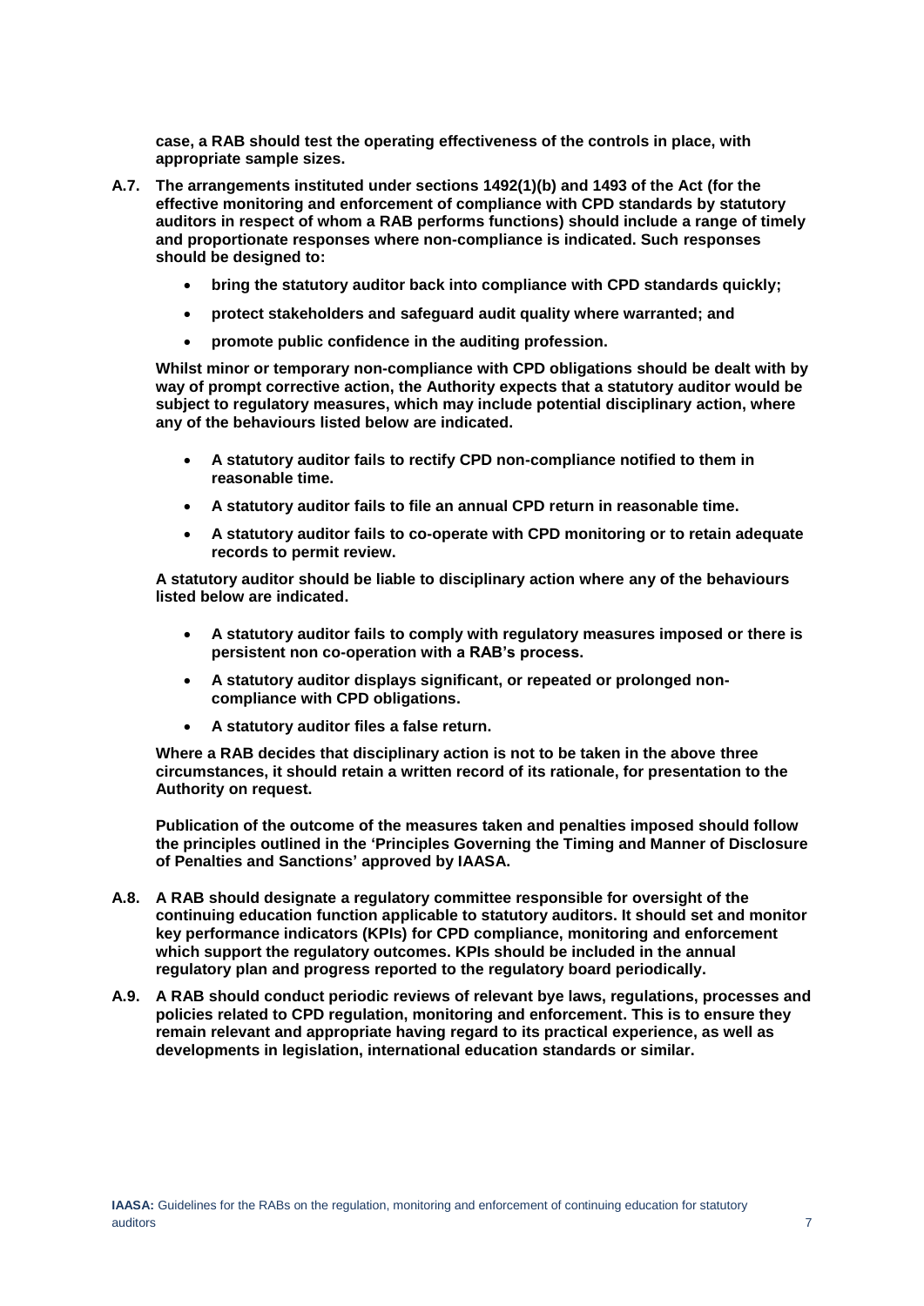**case, a RAB should test the operating effectiveness of the controls in place, with appropriate sample sizes.**

**A.7. The arrangements instituted under sections 1492(1)(b) and 1493 of the Act (for the effective monitoring and enforcement of compliance with CPD standards by statutory auditors in respect of whom a RAB performs functions) should include a range of timely and proportionate responses where non-compliance is indicated. Such responses should be designed to:**

- **bring the statutory auditor back into compliance with CPD standards quickly;**
- **protect stakeholders and safeguard audit quality where warranted; and**
- **promote public confidence in the auditing profession.**

**Whilst minor or temporary non-compliance with CPD obligations should be dealt with by way of prompt corrective action, the Authority expects that a statutory auditor would be subject to regulatory measures, which may include potential disciplinary action, where any of the behaviours listed below are indicated.**

- **A statutory auditor fails to rectify CPD non-compliance notified to them in reasonable time.**
- **A statutory auditor fails to file an annual CPD return in reasonable time.**
- **A statutory auditor fails to co-operate with CPD monitoring or to retain adequate records to permit review.**

**A statutory auditor should be liable to disciplinary action where any of the behaviours listed below are indicated.**

- **A statutory auditor fails to comply with regulatory measures imposed or there is persistent non co-operation with a RAB's process.**
- **A statutory auditor displays significant, or repeated or prolonged non-compliance with CPD obligations.**
- **A statutory auditor files a false return.**

**Where a RAB decides that disciplinary action is not to be taken in the above three circumstances, it should retain a written record of its rationale, for presentation to the Authority on request.**

**Publication of the outcome of the measures taken and penalties imposed should follow the principles outlined in the 'Principles Governing the Timing and Manner of Disclosure of Penalties and Sanctions' approved by IAASA.**

**A.8. A RAB should designate a regulatory committee responsible for oversight of the continuing education function applicable to statutory auditors. It should set and monitor key performance indicators (KPIs) for CPD compliance, monitoring and enforcement which support the regulatory outcomes. KPIs should be included in the annual regulatory plan and progress reported to the regulatory board periodically.**

**A.9. A RAB should conduct periodic reviews of relevant bye laws, regulations, processes and policies related to CPD regulation, monitoring and enforcement. This is to ensure they remain relevant and appropriate having regard to its practical experience, as well as developments in legislation, international education standards or similar.**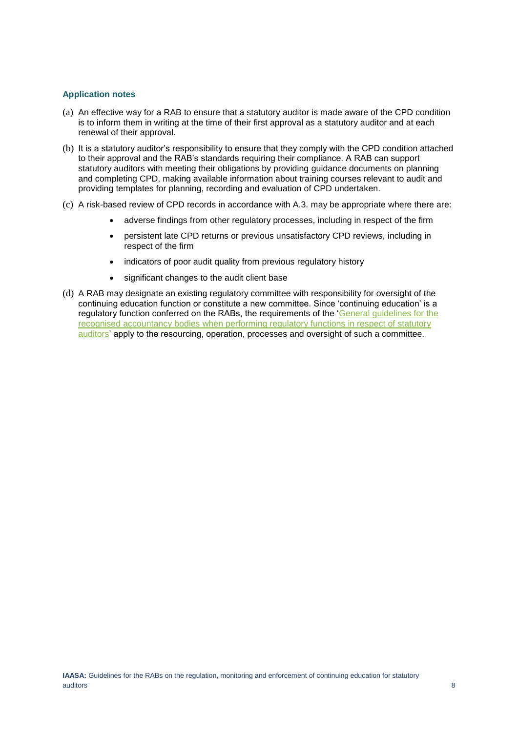### Application notes

(a) An effective way for a RAB to ensure that a statutory auditor is made aware of the CPD condition is to inform them in writing at the time of their first approval as a statutory auditor and at each renewal of their approval.

(b) It is a statutory auditor's responsibility to ensure that they comply with the CPD condition attached to their approval and the RAB's standards requiring their compliance. A RAB can support statutory auditors with meeting their obligations by providing guidance documents on planning and completing CPD, making available information about training courses relevant to audit and providing templates for planning, recording and evaluation of CPD undertaken.

(c) A risk-based review of CPD records in accordance with A.3. may be appropriate where there are:

- adverse findings from other regulatory processes, including in respect of the firm
- persistent late CPD returns or previous unsatisfactory CPD reviews, including in respect of the firm
- indicators of poor audit quality from previous regulatory history
- significant changes to the audit client base

(d) A RAB may designate an existing regulatory committee with responsibility for oversight of the continuing education function or constitute a new committee. Since 'continuing education' is a regulatory function conferred on the RABs, the requirements of the 'General guidelines for the recognised accountancy bodies when performing regulatory functions in respect of statutory auditors' apply to the resourcing, operation, processes and oversight of such a committee.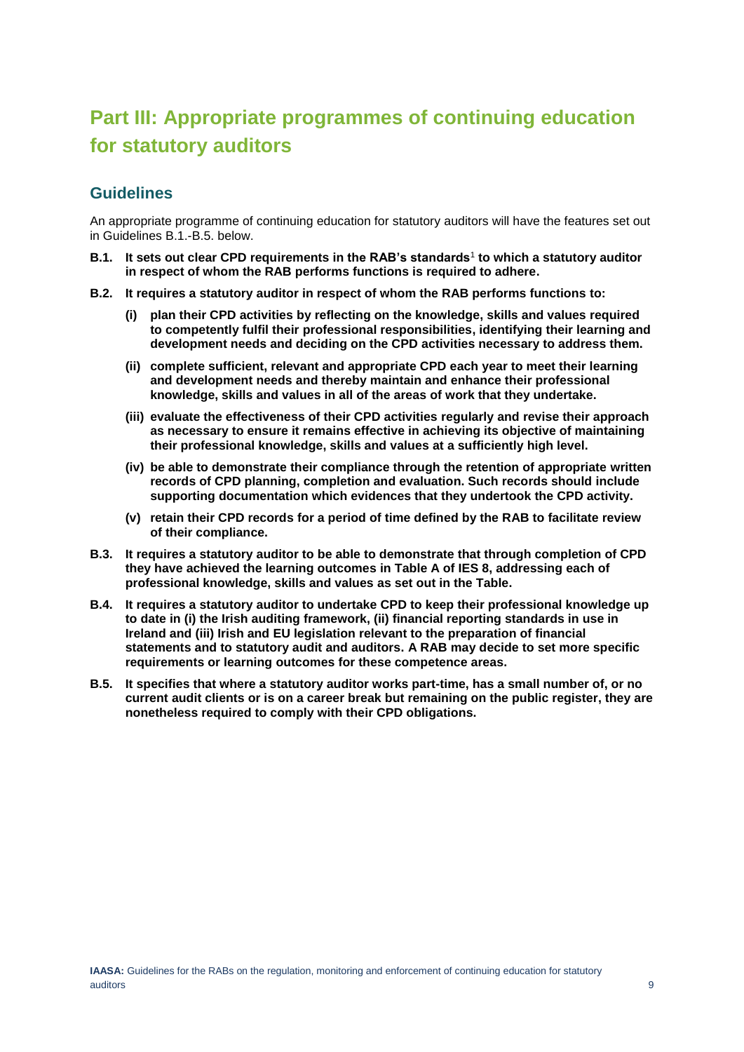# Part III: Appropriate programmes of continuing education for statutory auditors

## Guidelines

An appropriate programme of continuing education for statutory auditors will have the features set out in Guidelines B.1.-B.5. below.

**B.1.** **It sets out clear CPD requirements in the RAB's standards**[1] **to which a statutory auditor in respect of whom the RAB performs functions is required to adhere.**

**B.2.** **It requires a statutory auditor in respect of whom the RAB performs functions to:**

- **(i)** **plan their CPD activities by reflecting on the knowledge, skills and values required to competently fulfil their professional responsibilities, identifying their learning and development needs and deciding on the CPD activities necessary to address them.**
- **(ii)** **complete sufficient, relevant and appropriate CPD each year to meet their learning and development needs and thereby maintain and enhance their professional knowledge, skills and values in all of the areas of work that they undertake.**
- **(iii)** **evaluate the effectiveness of their CPD activities regularly and revise their approach as necessary to ensure it remains effective in achieving its objective of maintaining their professional knowledge, skills and values at a sufficiently high level.**
- **(iv)** **be able to demonstrate their compliance through the retention of appropriate written records of CPD planning, completion and evaluation. Such records should include supporting documentation which evidences that they undertook the CPD activity.**
- **(v)** **retain their CPD records for a period of time defined by the RAB to facilitate review of their compliance.**

**B.3.** **It requires a statutory auditor to be able to demonstrate that through completion of CPD they have achieved the learning outcomes in Table A of IES 8, addressing each of professional knowledge, skills and values as set out in the Table.**

**B.4.** **It requires a statutory auditor to undertake CPD to keep their professional knowledge up to date in (i) the Irish auditing framework, (ii) financial reporting standards in use in Ireland and (iii) Irish and EU legislation relevant to the preparation of financial statements and to statutory audit and auditors. A RAB may decide to set more specific requirements or learning outcomes for these competence areas.**

**B.5.** **It specifies that where a statutory auditor works part-time, has a small number of, or no current audit clients or is on a career break but remaining on the public register, they are nonetheless required to comply with their CPD obligations.**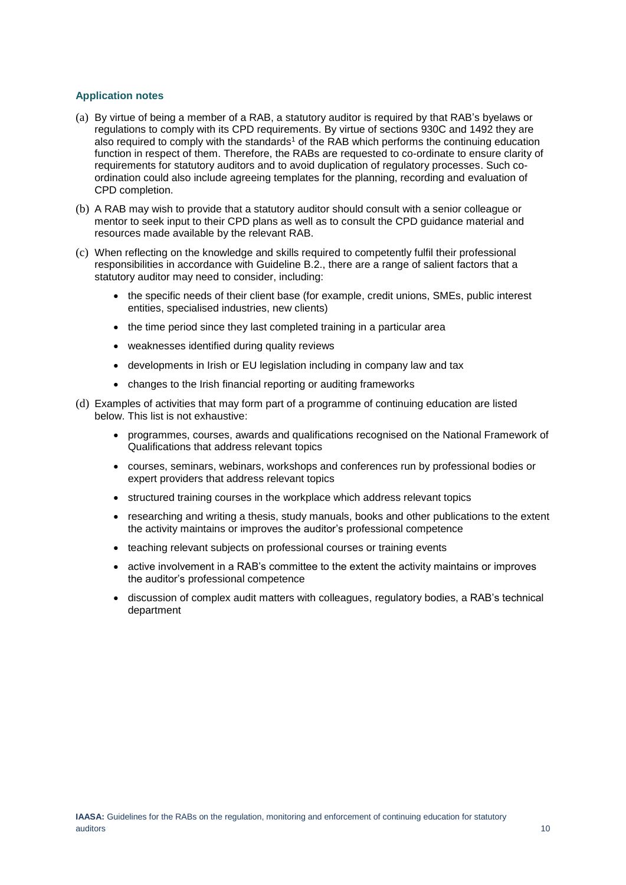### Application notes

(a) By virtue of being a member of a RAB, a statutory auditor is required by that RAB's byelaws or regulations to comply with its CPD requirements. By virtue of sections 930C and 1492 they are also required to comply with the standards[1] of the RAB which performs the continuing education function in respect of them. Therefore, the RABs are requested to co-ordinate to ensure clarity of requirements for statutory auditors and to avoid duplication of regulatory processes. Such co-ordination could also include agreeing templates for the planning, recording and evaluation of CPD completion.

(b) A RAB may wish to provide that a statutory auditor should consult with a senior colleague or mentor to seek input to their CPD plans as well as to consult the CPD guidance material and resources made available by the relevant RAB.

(c) When reflecting on the knowledge and skills required to competently fulfil their professional responsibilities in accordance with Guideline B.2., there are a range of salient factors that a statutory auditor may need to consider, including:

- the specific needs of their client base (for example, credit unions, SMEs, public interest entities, specialised industries, new clients)
- the time period since they last completed training in a particular area
- weaknesses identified during quality reviews
- developments in Irish or EU legislation including in company law and tax
- changes to the Irish financial reporting or auditing frameworks

(d) Examples of activities that may form part of a programme of continuing education are listed below. This list is not exhaustive:

- programmes, courses, awards and qualifications recognised on the National Framework of Qualifications that address relevant topics
- courses, seminars, webinars, workshops and conferences run by professional bodies or expert providers that address relevant topics
- structured training courses in the workplace which address relevant topics
- researching and writing a thesis, study manuals, books and other publications to the extent the activity maintains or improves the auditor's professional competence
- teaching relevant subjects on professional courses or training events
- active involvement in a RAB's committee to the extent the activity maintains or improves the auditor's professional competence
- discussion of complex audit matters with colleagues, regulatory bodies, a RAB's technical department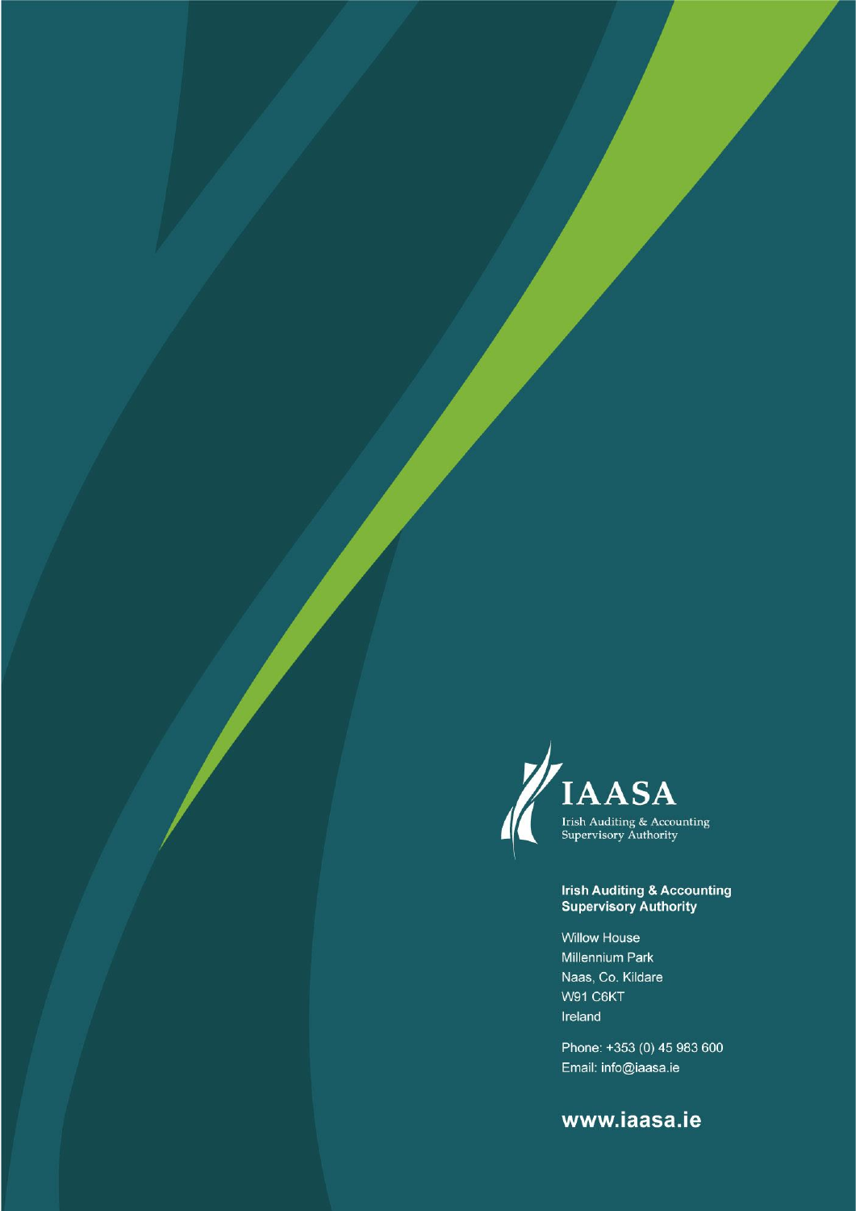IAASA

Irish Auditing & Accounting Supervisory Authority

**Irish Auditing & Accounting Supervisory Authority**

Willow House
Millennium Park
Naas, Co. Kildare
W91 C6KT
Ireland

Phone: +353 (0) 45 983 600
Email: info@iaasa.ie

**www.iaasa.ie**